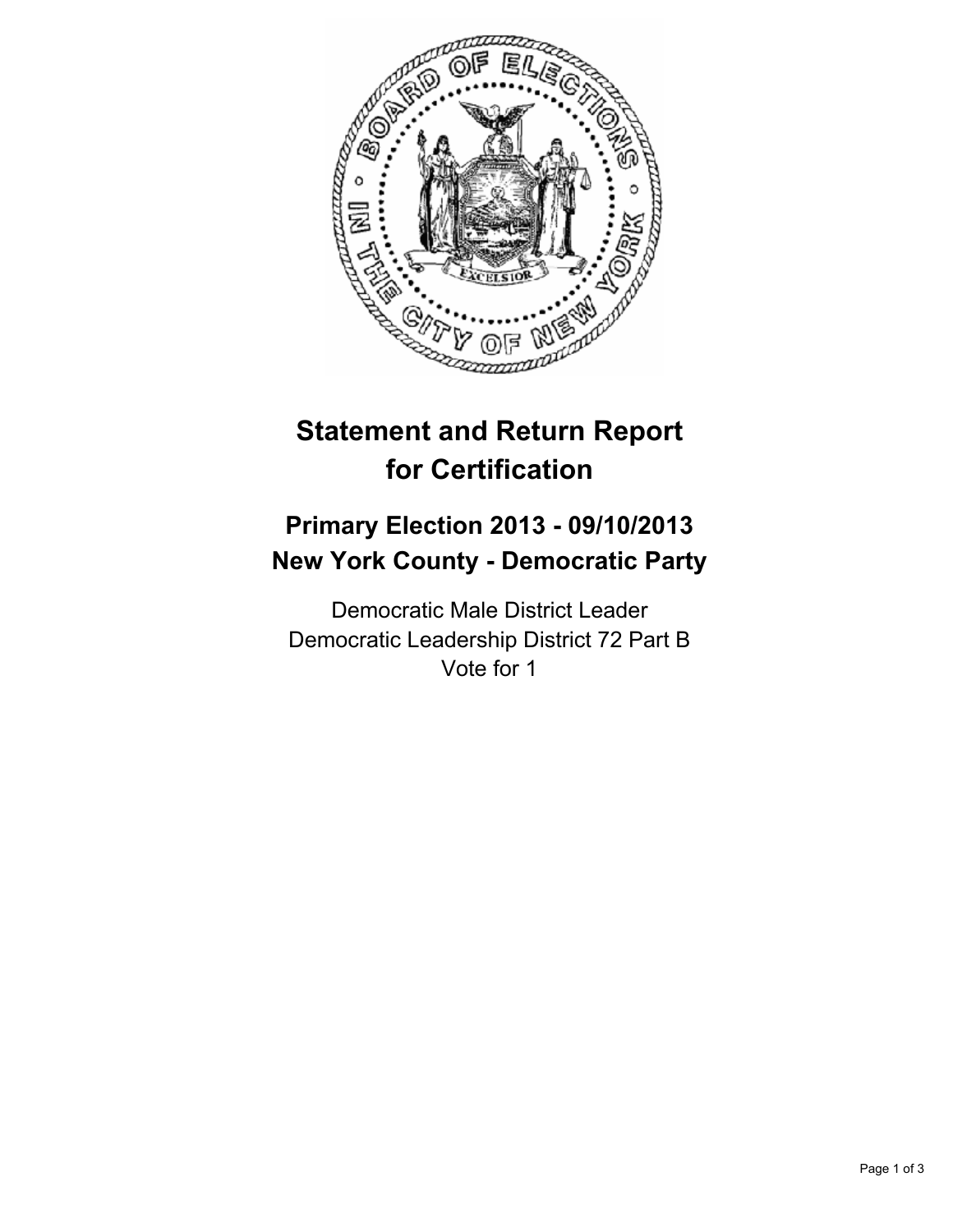# Statement and Return Report for Certification

## Primary Election 2013 - 09/10/2013
## New York County - Democratic Party

Democratic Male District Leader
Democratic Leadership District 72 Part B
Vote for 1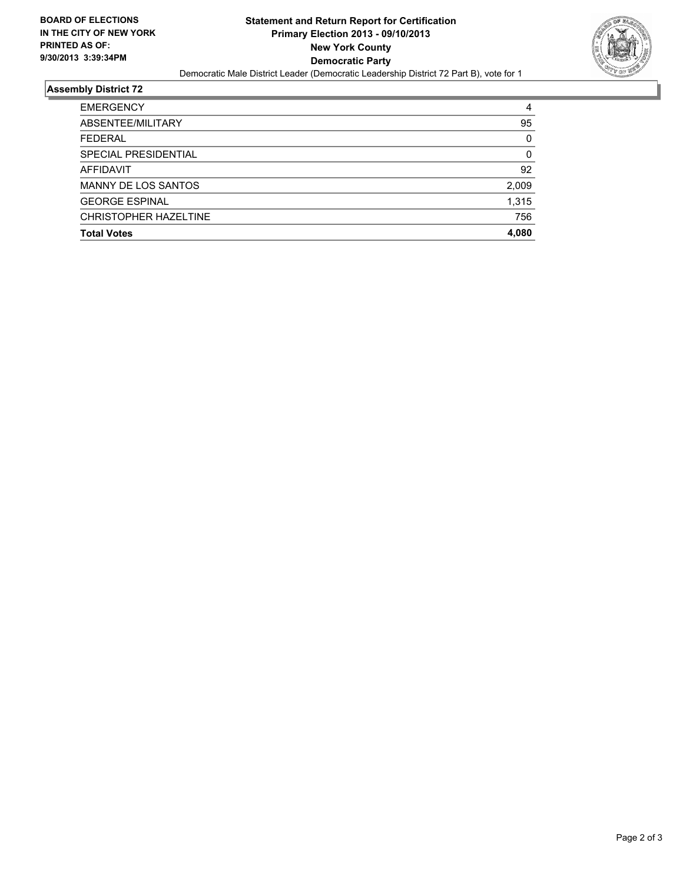**BOARD OF ELECTIONS IN THE CITY OF NEW YORK PRINTED AS OF: 9/30/2013 3:39:34PM**

# Statement and Return Report for Certification
## Primary Election 2013 - 09/10/2013
## New York County
## Democratic Party

Democratic Male District Leader (Democratic Leadership District 72 Part B), vote for 1

### Assembly District 72

| | |
|---|---|
| EMERGENCY | 4 |
| ABSENTEE/MILITARY | 95 |
| FEDERAL | 0 |
| SPECIAL PRESIDENTIAL | 0 |
| AFFIDAVIT | 92 |
| MANNY DE LOS SANTOS | 2,009 |
| GEORGE ESPINAL | 1,315 |
| CHRISTOPHER HAZELTINE | 756 |
| **Total Votes** | **4,080** |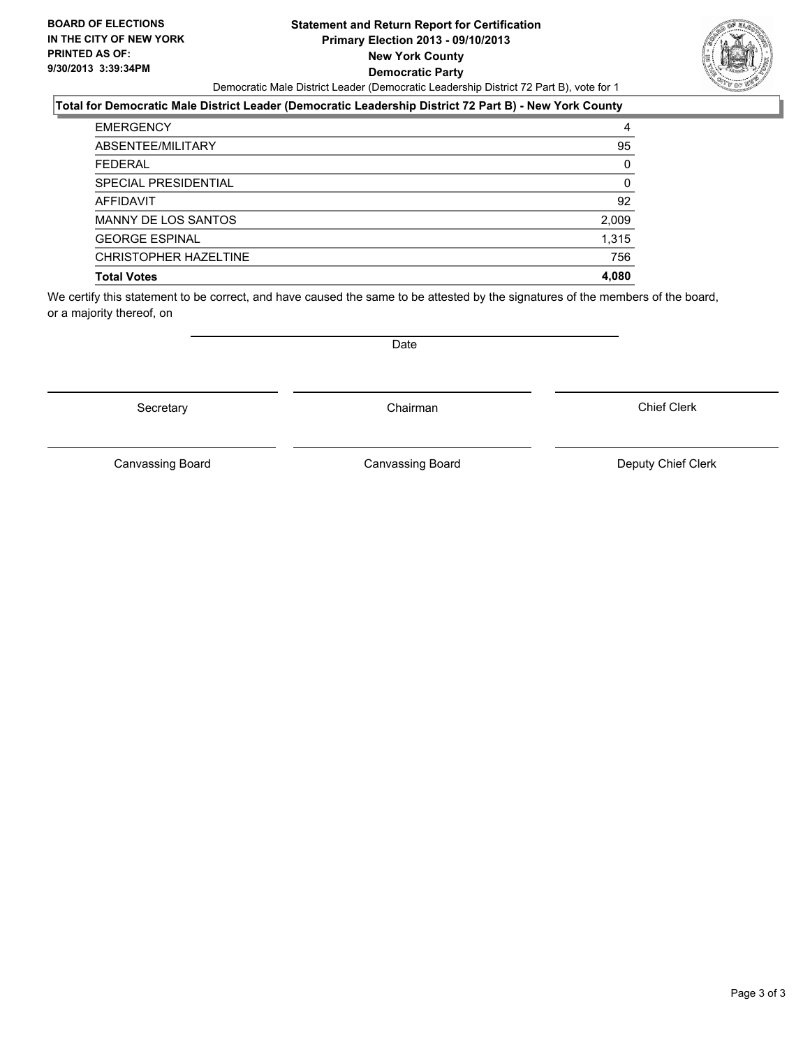**BOARD OF ELECTIONS IN THE CITY OF NEW YORK PRINTED AS OF: 9/30/2013 3:39:34PM**

**Statement and Return Report for Certification**
**Primary Election 2013 - 09/10/2013**
**New York County**
**Democratic Party**

Democratic Male District Leader (Democratic Leadership District 72 Part B), vote for 1

**Total for Democratic Male District Leader (Democratic Leadership District 72 Part B) - New York County**

| | |
|---|---|
| EMERGENCY | 4 |
| ABSENTEE/MILITARY | 95 |
| FEDERAL | 0 |
| SPECIAL PRESIDENTIAL | 0 |
| AFFIDAVIT | 92 |
| MANNY DE LOS SANTOS | 2,009 |
| GEORGE ESPINAL | 1,315 |
| CHRISTOPHER HAZELTINE | 756 |
| **Total Votes** | **4,080** |

We certify this statement to be correct, and have caused the same to be attested by the signatures of the members of the board, or a majority thereof, on

Date

Secretary | Chairman | Chief Clerk

Canvassing Board | Canvassing Board | Deputy Chief Clerk